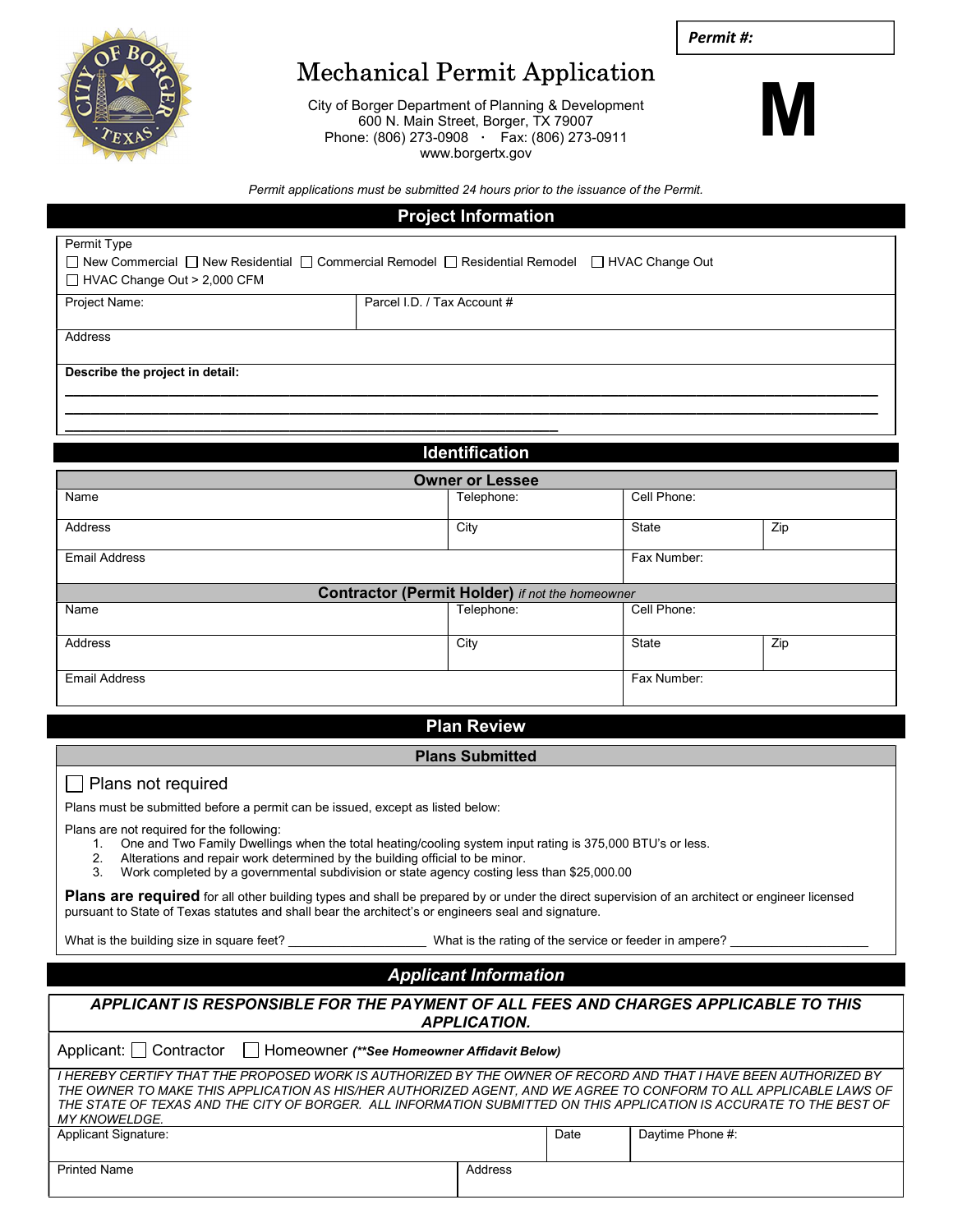**Permit #:**

# Mechanical Permit Application

City of Borger Department of Planning & Development
600 N. Main Street, Borger, TX 79007
Phone: (806) 273-0908 · Fax: (806) 273-0911
www.borgertx.gov

**M**

*Permit applications must be submitted 24 hours prior to the issuance of the Permit.*

## Project Information

Permit Type
☐ New Commercial ☐ New Residential ☐ Commercial Remodel ☐ Residential Remodel ☐ HVAC Change Out
☐ HVAC Change Out > 2,000 CFM

| Project Name: | Parcel I.D. / Tax Account # |
|---|---|

Address

**Describe the project in detail:**

______________________________________________________________________________

______________________________________________________________________________

__________________________________________________

## Identification

### Owner or Lessee

| Name | Telephone: | Cell Phone: | |
|---|---|---|---|
| Address | City | State | Zip |
| Email Address | | Fax Number: | |

### Contractor (Permit Holder) *if not the homeowner*

| Name | Telephone: | Cell Phone: | |
|---|---|---|---|
| Address | City | State | Zip |
| Email Address | | Fax Number: | |

## Plan Review

### Plans Submitted

☐ Plans not required

Plans must be submitted before a permit can be issued, except as listed below:

Plans are not required for the following:

1. One and Two Family Dwellings when the total heating/cooling system input rating is 375,000 BTU's or less.
2. Alterations and repair work determined by the building official to be minor.
3. Work completed by a governmental subdivision or state agency costing less than $25,000.00

**Plans are required** for all other building types and shall be prepared by or under the direct supervision of an architect or engineer licensed pursuant to State of Texas statutes and shall bear the architect's or engineers seal and signature.

What is the building size in square feet? ____________ What is the rating of the service or feeder in ampere? ____________

## *Applicant Information*

***APPLICANT IS RESPONSIBLE FOR THE PAYMENT OF ALL FEES AND CHARGES APPLICABLE TO THIS APPLICATION.***

Applicant: ☐ Contractor ☐ Homeowner ***(**See Homeowner Affidavit Below)***

*I HEREBY CERTIFY THAT THE PROPOSED WORK IS AUTHORIZED BY THE OWNER OF RECORD AND THAT I HAVE BEEN AUTHORIZED BY THE OWNER TO MAKE THIS APPLICATION AS HIS/HER AUTHORIZED AGENT, AND WE AGREE TO CONFORM TO ALL APPLICABLE LAWS OF THE STATE OF TEXAS AND THE CITY OF BORGER. ALL INFORMATION SUBMITTED ON THIS APPLICATION IS ACCURATE TO THE BEST OF MY KNOWLEDGE.*

| Applicant Signature: | Date | Daytime Phone #: |
|---|---|---|
| Printed Name | Address | |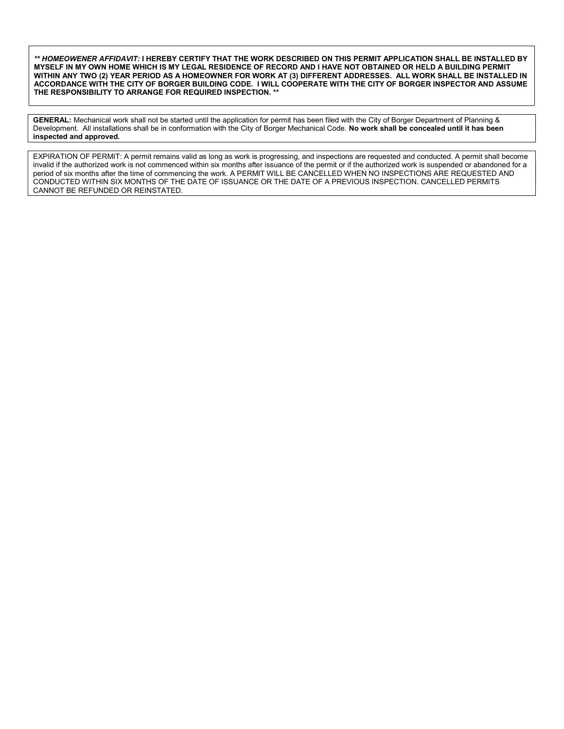***\*\* HOMEOWENER AFFIDAVIT:* I HEREBY CERTIFY THAT THE WORK DESCRIBED ON THIS PERMIT APPLICATION SHALL BE INSTALLED BY MYSELF IN MY OWN HOME WHICH IS MY LEGAL RESIDENCE OF RECORD AND I HAVE NOT OBTAINED OR HELD A BUILDING PERMIT WITHIN ANY TWO (2) YEAR PERIOD AS A HOMEOWNER FOR WORK AT (3) DIFFERENT ADDRESSES. ALL WORK SHALL BE INSTALLED IN ACCORDANCE WITH THE CITY OF BORGER BUILDING CODE. I WILL COOPERATE WITH THE CITY OF BORGER INSPECTOR AND ASSUME THE RESPONSIBILITY TO ARRANGE FOR REQUIRED INSPECTION. \*\***

**GENERAL:** Mechanical work shall not be started until the application for permit has been filed with the City of Borger Department of Planning & Development. All installations shall be in conformation with the City of Borger Mechanical Code. **No work shall be concealed until it has been inspected and approved.**

EXPIRATION OF PERMIT: A permit remains valid as long as work is progressing, and inspections are requested and conducted. A permit shall become invalid if the authorized work is not commenced within six months after issuance of the permit or if the authorized work is suspended or abandoned for a period of six months after the time of commencing the work. A PERMIT WILL BE CANCELLED WHEN NO INSPECTIONS ARE REQUESTED AND CONDUCTED WITHIN SIX MONTHS OF THE DATE OF ISSUANCE OR THE DATE OF A PREVIOUS INSPECTION. CANCELLED PERMITS CANNOT BE REFUNDED OR REINSTATED.